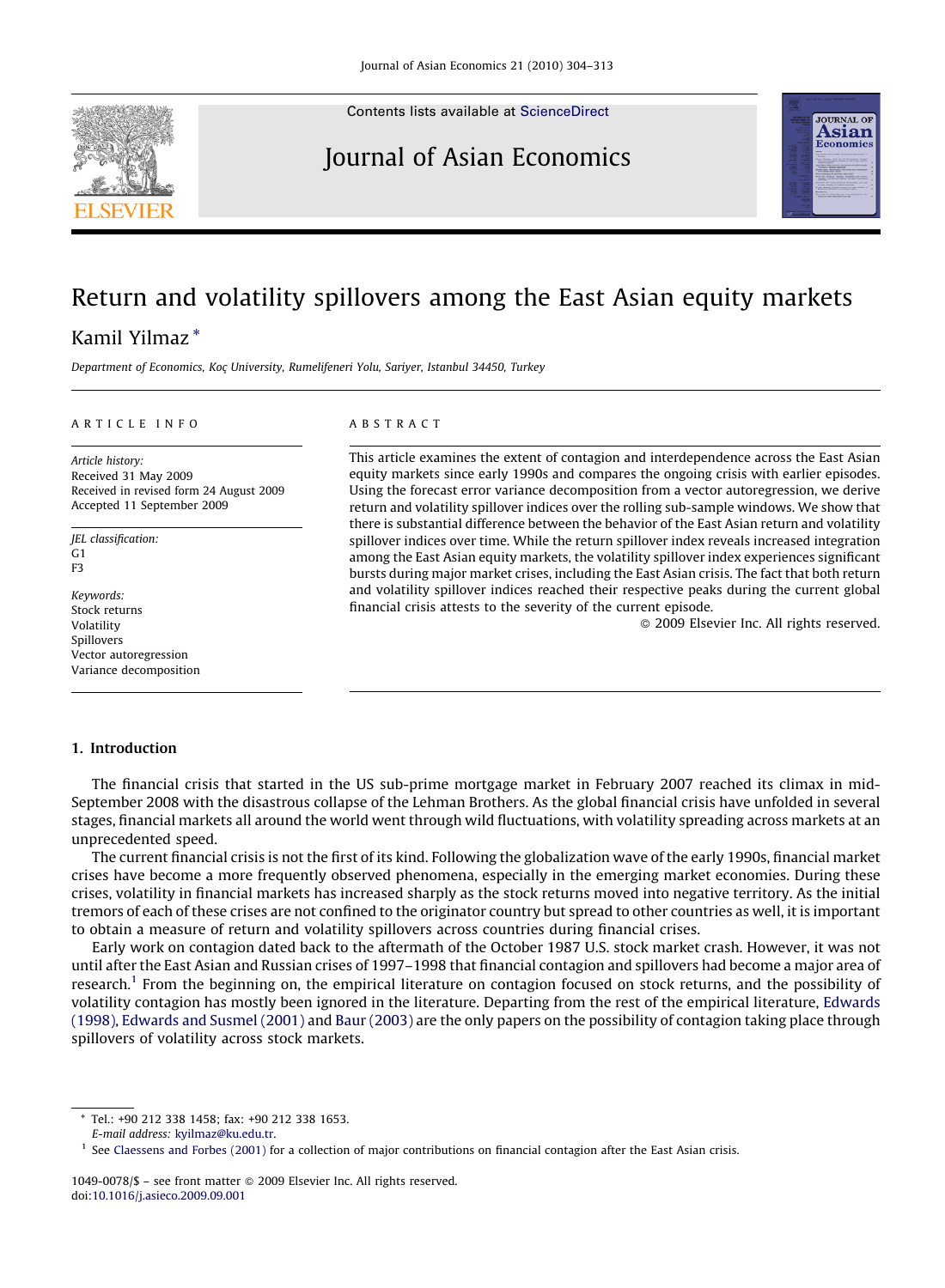# Return and volatility spillovers among the East Asian equity markets

Kamil Yilmaz *

*Department of Economics, Koç University, Rumelifeneri Yolu, Sariyer, Istanbul 34450, Turkey*

ARTICLE INFO

*Article history:*
Received 31 May 2009
Received in revised form 24 August 2009
Accepted 11 September 2009

*JEL classification:*
G1
F3

*Keywords:*
Stock returns
Volatility
Spillovers
Vector autoregression
Variance decomposition

ABSTRACT

This article examines the extent of contagion and interdependence across the East Asian equity markets since early 1990s and compares the ongoing crisis with earlier episodes. Using the forecast error variance decomposition from a vector autoregression, we derive return and volatility spillover indices over the rolling sub-sample windows. We show that there is substantial difference between the behavior of the East Asian return and volatility spillover indices over time. While the return spillover index reveals increased integration among the East Asian equity markets, the volatility spillover index experiences significant bursts during major market crises, including the East Asian crisis. The fact that both return and volatility spillover indices reached their respective peaks during the current global financial crisis attests to the severity of the current episode.

© 2009 Elsevier Inc. All rights reserved.

## 1. Introduction

The financial crisis that started in the US sub-prime mortgage market in February 2007 reached its climax in mid-September 2008 with the disastrous collapse of the Lehman Brothers. As the global financial crisis have unfolded in several stages, financial markets all around the world went through wild fluctuations, with volatility spreading across markets at an unprecedented speed.

The current financial crisis is not the first of its kind. Following the globalization wave of the early 1990s, financial market crises have become a more frequently observed phenomena, especially in the emerging market economies. During these crises, volatility in financial markets has increased sharply as the stock returns moved into negative territory. As the initial tremors of each of these crises are not confined to the originator country but spread to other countries as well, it is important to obtain a measure of return and volatility spillovers across countries during financial crises.

Early work on contagion dated back to the aftermath of the October 1987 U.S. stock market crash. However, it was not until after the East Asian and Russian crises of 1997–1998 that financial contagion and spillovers had become a major area of research.[1] From the beginning on, the empirical literature on contagion focused on stock returns, and the possibility of volatility contagion has mostly been ignored in the literature. Departing from the rest of the empirical literature, Edwards (1998), Edwards and Susmel (2001) and Baur (2003) are the only papers on the possibility of contagion taking place through spillovers of volatility across stock markets.

* Tel.: +90 212 338 1458; fax: +90 212 338 1653.
E-mail address: kyilmaz@ku.edu.tr.

[1] See Claessens and Forbes (2001) for a collection of major contributions on financial contagion after the East Asian crisis.

1049-0078/$ – see front matter © 2009 Elsevier Inc. All rights reserved.
doi:10.1016/j.asieco.2009.09.001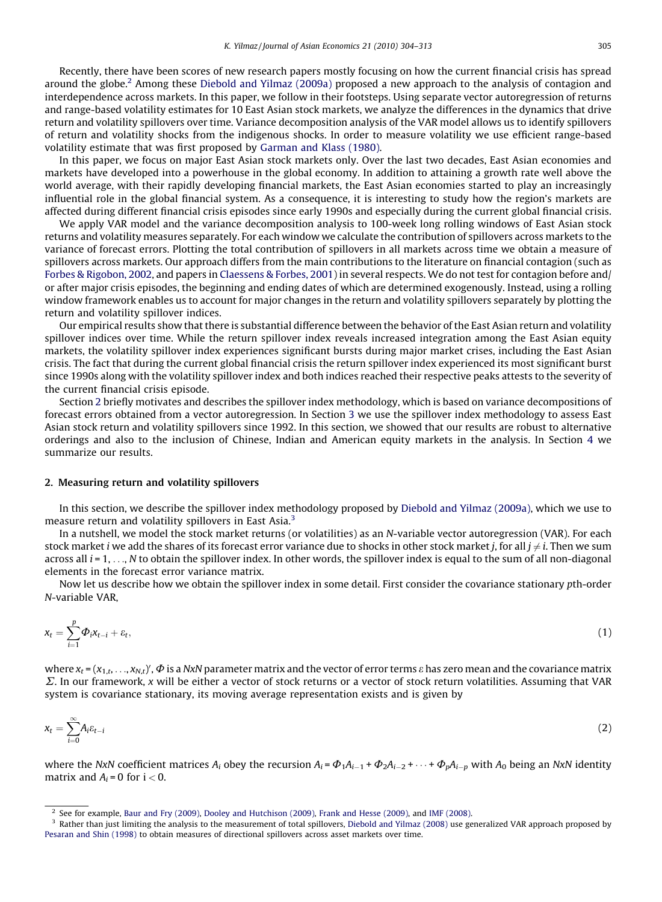Recently, there have been scores of new research papers mostly focusing on how the current financial crisis has spread around the globe.[2] Among these Diebold and Yilmaz (2009a) proposed a new approach to the analysis of contagion and interdependence across markets. In this paper, we follow in their footsteps. Using separate vector autoregression of returns and range-based volatility estimates for 10 East Asian stock markets, we analyze the differences in the dynamics that drive return and volatility spillovers over time. Variance decomposition analysis of the VAR model allows us to identify spillovers of return and volatility shocks from the indigenous shocks. In order to measure volatility we use efficient range-based volatility estimate that was first proposed by Garman and Klass (1980).

In this paper, we focus on major East Asian stock markets only. Over the last two decades, East Asian economies and markets have developed into a powerhouse in the global economy. In addition to attaining a growth rate well above the world average, with their rapidly developing financial markets, the East Asian economies started to play an increasingly influential role in the global financial system. As a consequence, it is interesting to study how the region's markets are affected during different financial crisis episodes since early 1990s and especially during the current global financial crisis.

We apply VAR model and the variance decomposition analysis to 100-week long rolling windows of East Asian stock returns and volatility measures separately. For each window we calculate the contribution of spillovers across markets to the variance of forecast errors. Plotting the total contribution of spillovers in all markets across time we obtain a measure of spillovers across markets. Our approach differs from the main contributions to the literature on financial contagion (such as Forbes & Rigobon, 2002, and papers in Claessens & Forbes, 2001) in several respects. We do not test for contagion before and/or after major crisis episodes, the beginning and ending dates of which are determined exogenously. Instead, using a rolling window framework enables us to account for major changes in the return and volatility spillovers separately by plotting the return and volatility spillover indices.

Our empirical results show that there is substantial difference between the behavior of the East Asian return and volatility spillover indices over time. While the return spillover index reveals increased integration among the East Asian equity markets, the volatility spillover index experiences significant bursts during major market crises, including the East Asian crisis. The fact that during the current global financial crisis the return spillover index experienced its most significant burst since 1990s along with the volatility spillover index and both indices reached their respective peaks attests to the severity of the current financial crisis episode.

Section 2 briefly motivates and describes the spillover index methodology, which is based on variance decompositions of forecast errors obtained from a vector autoregression. In Section 3 we use the spillover index methodology to assess East Asian stock return and volatility spillovers since 1992. In this section, we showed that our results are robust to alternative orderings and also to the inclusion of Chinese, Indian and American equity markets in the analysis. In Section 4 we summarize our results.

## 2. Measuring return and volatility spillovers

In this section, we describe the spillover index methodology proposed by Diebold and Yilmaz (2009a), which we use to measure return and volatility spillovers in East Asia.[3]

In a nutshell, we model the stock market returns (or volatilities) as an *N*-variable vector autoregression (VAR). For each stock market *i* we add the shares of its forecast error variance due to shocks in other stock market *j*, for all $j \neq i$. Then we sum across all $i = 1, \ldots, N$ to obtain the spillover index. In other words, the spillover index is equal to the sum of all non-diagonal elements in the forecast error variance matrix.

Now let us describe how we obtain the spillover index in some detail. First consider the covariance stationary *p*th-order *N*-variable VAR,

$$x_t = \sum_{i=1}^{p} \Phi_i x_{t-i} + \varepsilon_t, \tag{1}$$

where $x_t = (x_{1,t}, \ldots, x_{N,t})'$, $\Phi$ is a $NxN$ parameter matrix and the vector of error terms $\varepsilon$ has zero mean and the covariance matrix $\Sigma$. In our framework, $x$ will be either a vector of stock returns or a vector of stock return volatilities. Assuming that VAR system is covariance stationary, its moving average representation exists and is given by

$$x_t = \sum_{i=0}^{\infty} A_i \varepsilon_{t-i} \tag{2}$$

where the $NxN$ coefficient matrices $A_i$ obey the recursion $A_i = \Phi_1 A_{i-1} + \Phi_2 A_{i-2} + \cdots + \Phi_p A_{i-p}$ with $A_0$ being an $NxN$ identity matrix and $A_i = 0$ for $i < 0$.

[2] See for example, Baur and Fry (2009), Dooley and Hutchison (2009), Frank and Hesse (2009), and IMF (2008).

[3] Rather than just limiting the analysis to the measurement of total spillovers, Diebold and Yilmaz (2008) use generalized VAR approach proposed by Pesaran and Shin (1998) to obtain measures of directional spillovers across asset markets over time.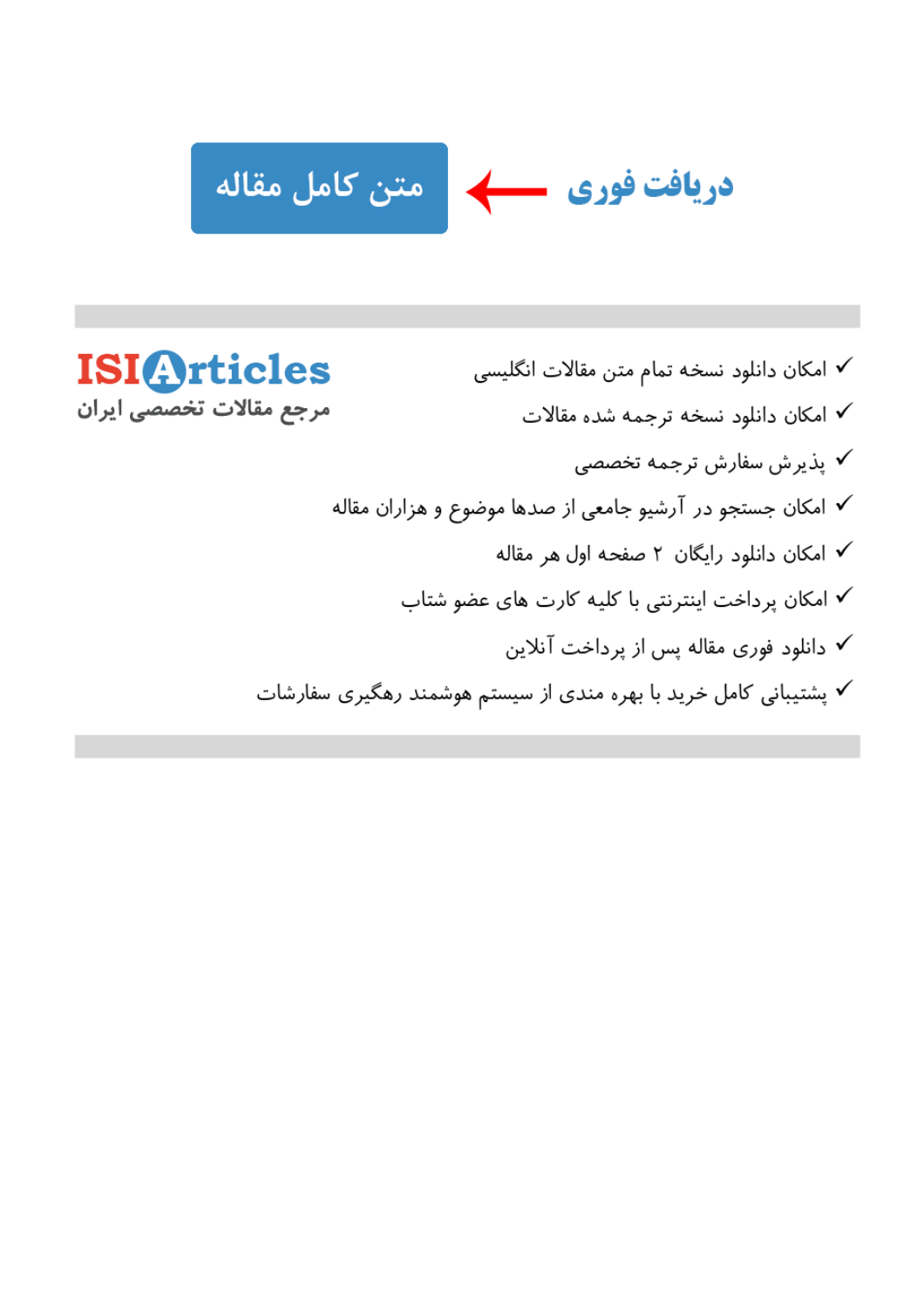دریافت فوری ← متن کامل مقاله

ISIArticles
مرجع مقالات تخصصی ایران

- ✓ امکان دانلود نسخه تمام متن مقالات انگلیسی
- ✓ امکان دانلود نسخه ترجمه شده مقالات
- ✓ پذیرش سفارش ترجمه تخصصی
- ✓ امکان جستجو در آرشیو جامعی از صدها موضوع و هزاران مقاله
- ✓ امکان دانلود رایگان ۲ صفحه اول هر مقاله
- ✓ امکان پرداخت اینترنتی با کلیه کارت های عضو شتاب
- ✓ دانلود فوری مقاله پس از پرداخت آنلاین
- ✓ پشتیبانی کامل خرید با بهره مندی از سیستم هوشمند رهگیری سفارشات